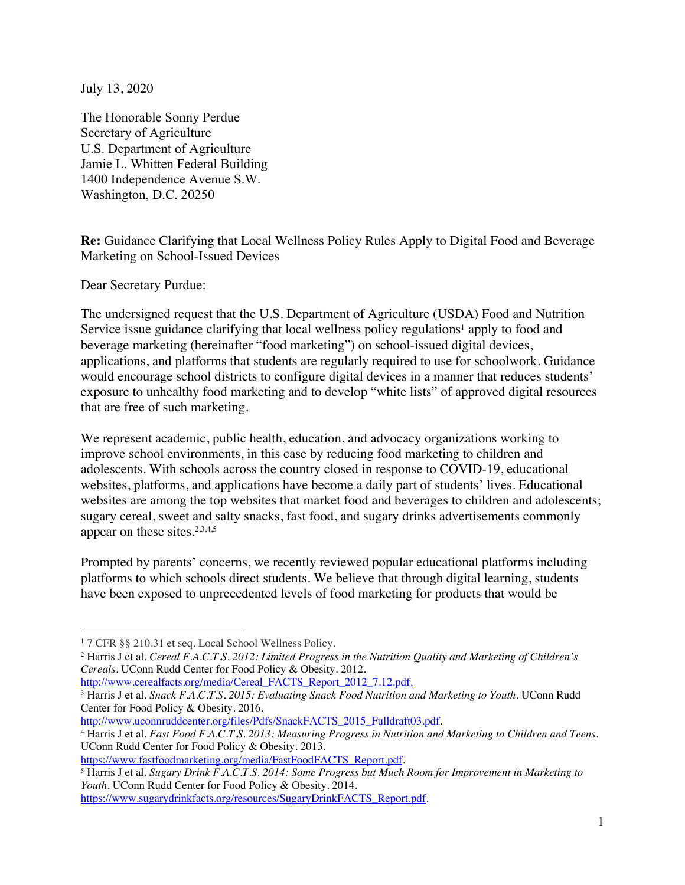July 13, 2020

The Honorable Sonny Perdue
Secretary of Agriculture
U.S. Department of Agriculture
Jamie L. Whitten Federal Building
1400 Independence Avenue S.W.
Washington, D.C. 20250

**Re:** Guidance Clarifying that Local Wellness Policy Rules Apply to Digital Food and Beverage Marketing on School-Issued Devices

Dear Secretary Purdue:

The undersigned request that the U.S. Department of Agriculture (USDA) Food and Nutrition Service issue guidance clarifying that local wellness policy regulations[1] apply to food and beverage marketing (hereinafter "food marketing") on school-issued digital devices, applications, and platforms that students are regularly required to use for schoolwork. Guidance would encourage school districts to configure digital devices in a manner that reduces students' exposure to unhealthy food marketing and to develop "white lists" of approved digital resources that are free of such marketing.

We represent academic, public health, education, and advocacy organizations working to improve school environments, in this case by reducing food marketing to children and adolescents. With schools across the country closed in response to COVID-19, educational websites, platforms, and applications have become a daily part of students' lives. Educational websites are among the top websites that market food and beverages to children and adolescents; sugary cereal, sweet and salty snacks, fast food, and sugary drinks advertisements commonly appear on these sites.[2,3,4,5]

Prompted by parents' concerns, we recently reviewed popular educational platforms including platforms to which schools direct students. We believe that through digital learning, students have been exposed to unprecedented levels of food marketing for products that would be

---

[1] 7 CFR §§ 210.31 et seq. Local School Wellness Policy.

[2] Harris J et al. *Cereal F.A.C.T.S. 2012: Limited Progress in the Nutrition Quality and Marketing of Children's Cereals*. UConn Rudd Center for Food Policy & Obesity. 2012. http://www.cerealfacts.org/media/Cereal_FACTS_Report_2012_7.12.pdf.

[3] Harris J et al. *Snack F.A.C.T.S. 2015: Evaluating Snack Food Nutrition and Marketing to Youth*. UConn Rudd Center for Food Policy & Obesity. 2016. http://www.uconnruddcenter.org/files/Pdfs/SnackFACTS_2015_Fulldraft03.pdf.

[4] Harris J et al. *Fast Food F.A.C.T.S. 2013: Measuring Progress in Nutrition and Marketing to Children and Teens*. UConn Rudd Center for Food Policy & Obesity. 2013. https://www.fastfoodmarketing.org/media/FastFoodFACTS_Report.pdf.

[5] Harris J et al. *Sugary Drink F.A.C.T.S. 2014: Some Progress but Much Room for Improvement in Marketing to Youth*. UConn Rudd Center for Food Policy & Obesity. 2014. https://www.sugarydrinkfacts.org/resources/SugaryDrinkFACTS_Report.pdf.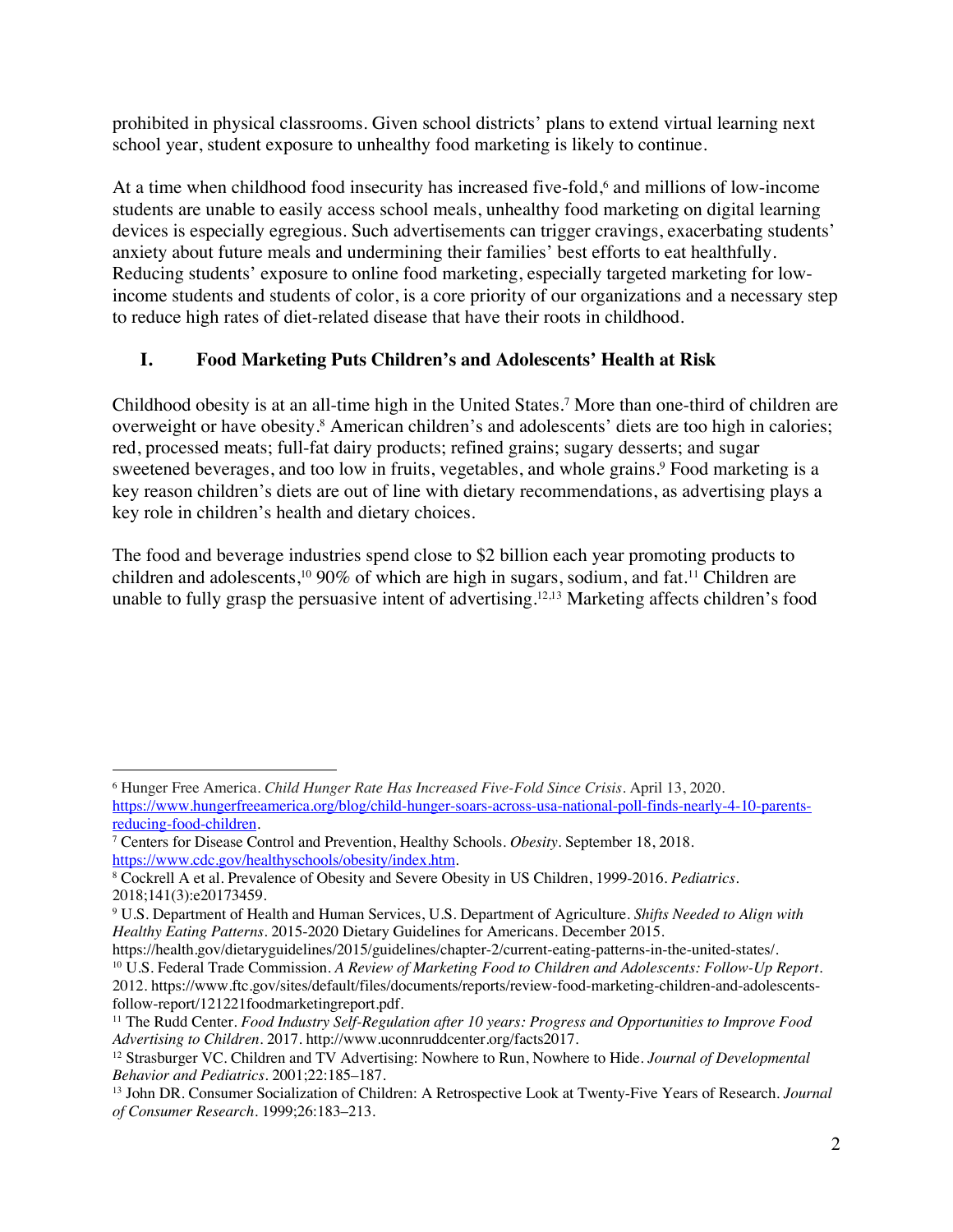prohibited in physical classrooms. Given school districts' plans to extend virtual learning next school year, student exposure to unhealthy food marketing is likely to continue.

At a time when childhood food insecurity has increased five-fold,[6] and millions of low-income students are unable to easily access school meals, unhealthy food marketing on digital learning devices is especially egregious. Such advertisements can trigger cravings, exacerbating students' anxiety about future meals and undermining their families' best efforts to eat healthfully. Reducing students' exposure to online food marketing, especially targeted marketing for low-income students and students of color, is a core priority of our organizations and a necessary step to reduce high rates of diet-related disease that have their roots in childhood.

## I. Food Marketing Puts Children's and Adolescents' Health at Risk

Childhood obesity is at an all-time high in the United States.[7] More than one-third of children are overweight or have obesity.[8] American children's and adolescents' diets are too high in calories; red, processed meats; full-fat dairy products; refined grains; sugary desserts; and sugar sweetened beverages, and too low in fruits, vegetables, and whole grains.[9] Food marketing is a key reason children's diets are out of line with dietary recommendations, as advertising plays a key role in children's health and dietary choices.

The food and beverage industries spend close to $2 billion each year promoting products to children and adolescents,[10] 90% of which are high in sugars, sodium, and fat.[11] Children are unable to fully grasp the persuasive intent of advertising.[12,13] Marketing affects children's food

---

[6] Hunger Free America. *Child Hunger Rate Has Increased Five-Fold Since Crisis*. April 13, 2020. https://www.hungerfreeamerica.org/blog/child-hunger-soars-across-usa-national-poll-finds-nearly-4-10-parents-reducing-food-children.

[7] Centers for Disease Control and Prevention, Healthy Schools. *Obesity*. September 18, 2018. https://www.cdc.gov/healthyschools/obesity/index.htm.

[8] Cockrell A et al. Prevalence of Obesity and Severe Obesity in US Children, 1999-2016. *Pediatrics*. 2018;141(3):e20173459.

[9] U.S. Department of Health and Human Services, U.S. Department of Agriculture. *Shifts Needed to Align with Healthy Eating Patterns*. 2015-2020 Dietary Guidelines for Americans. December 2015. https://health.gov/dietaryguidelines/2015/guidelines/chapter-2/current-eating-patterns-in-the-united-states/.

[10] U.S. Federal Trade Commission. *A Review of Marketing Food to Children and Adolescents: Follow-Up Report*. 2012. https://www.ftc.gov/sites/default/files/documents/reports/review-food-marketing-children-and-adolescents-follow-report/121221foodmarketingreport.pdf.

[11] The Rudd Center. *Food Industry Self-Regulation after 10 years: Progress and Opportunities to Improve Food Advertising to Children*. 2017. http://www.uconnruddcenter.org/facts2017.

[12] Strasburger VC. Children and TV Advertising: Nowhere to Run, Nowhere to Hide. *Journal of Developmental Behavior and Pediatrics*. 2001;22:185–187.

[13] John DR. Consumer Socialization of Children: A Retrospective Look at Twenty-Five Years of Research. *Journal of Consumer Research*. 1999;26:183–213.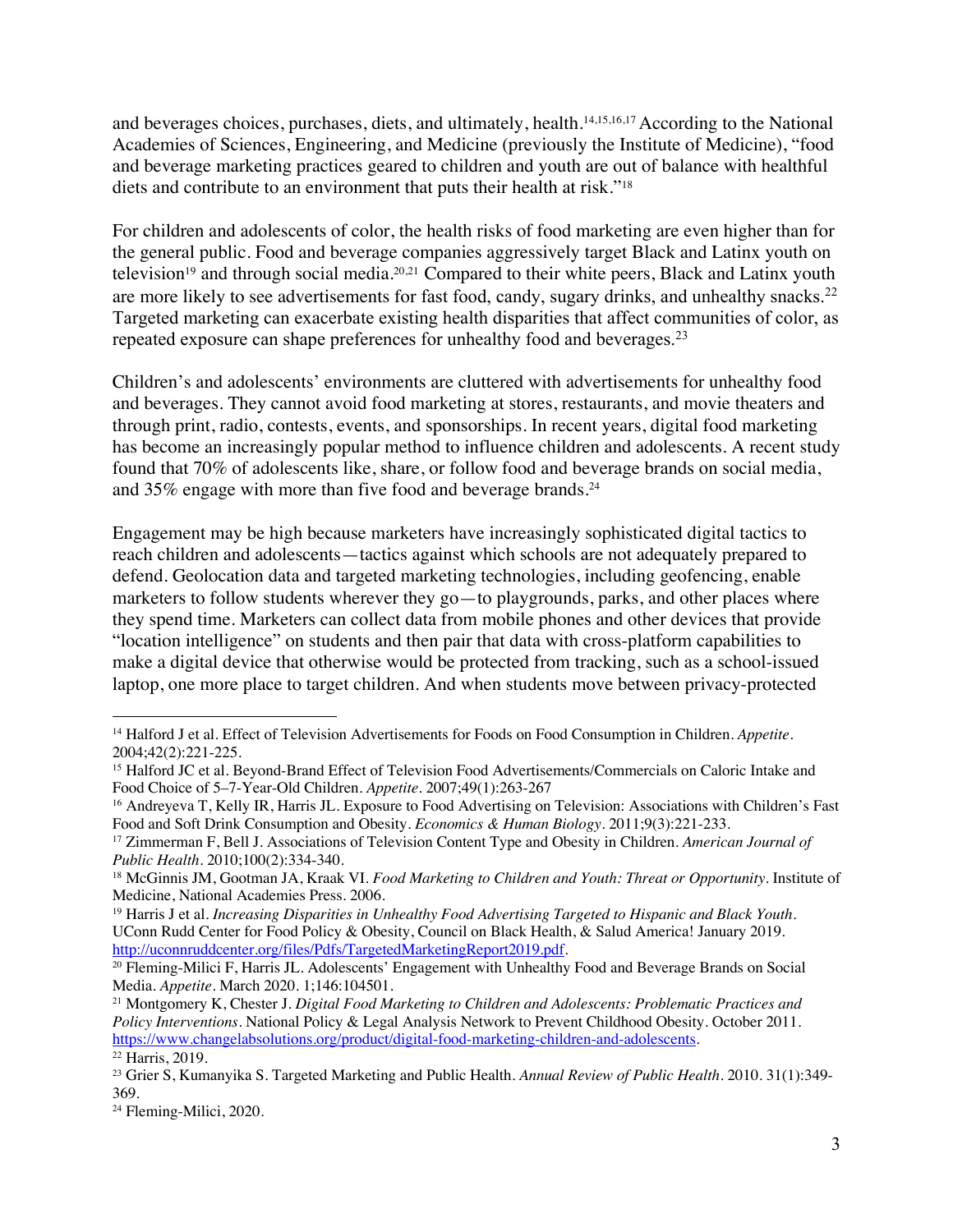and beverages choices, purchases, diets, and ultimately, health.[14,15,16,17] According to the National Academies of Sciences, Engineering, and Medicine (previously the Institute of Medicine), "food and beverage marketing practices geared to children and youth are out of balance with healthful diets and contribute to an environment that puts their health at risk."[18]

For children and adolescents of color, the health risks of food marketing are even higher than for the general public. Food and beverage companies aggressively target Black and Latinx youth on television[19] and through social media.[20,21] Compared to their white peers, Black and Latinx youth are more likely to see advertisements for fast food, candy, sugary drinks, and unhealthy snacks.[22] Targeted marketing can exacerbate existing health disparities that affect communities of color, as repeated exposure can shape preferences for unhealthy food and beverages.[23]

Children's and adolescents' environments are cluttered with advertisements for unhealthy food and beverages. They cannot avoid food marketing at stores, restaurants, and movie theaters and through print, radio, contests, events, and sponsorships. In recent years, digital food marketing has become an increasingly popular method to influence children and adolescents. A recent study found that 70% of adolescents like, share, or follow food and beverage brands on social media, and 35% engage with more than five food and beverage brands.[24]

Engagement may be high because marketers have increasingly sophisticated digital tactics to reach children and adolescents—tactics against which schools are not adequately prepared to defend. Geolocation data and targeted marketing technologies, including geofencing, enable marketers to follow students wherever they go—to playgrounds, parks, and other places where they spend time. Marketers can collect data from mobile phones and other devices that provide "location intelligence" on students and then pair that data with cross-platform capabilities to make a digital device that otherwise would be protected from tracking, such as a school-issued laptop, one more place to target children. And when students move between privacy-protected

---

[14] Halford J et al. Effect of Television Advertisements for Foods on Food Consumption in Children. *Appetite*. 2004;42(2):221-225.

[15] Halford JC et al. Beyond-Brand Effect of Television Food Advertisements/Commercials on Caloric Intake and Food Choice of 5–7-Year-Old Children. *Appetite*. 2007;49(1):263-267

[16] Andreyeva T, Kelly IR, Harris JL. Exposure to Food Advertising on Television: Associations with Children's Fast Food and Soft Drink Consumption and Obesity. *Economics & Human Biology*. 2011;9(3):221-233.

[17] Zimmerman F, Bell J. Associations of Television Content Type and Obesity in Children. *American Journal of Public Health*. 2010;100(2):334-340.

[18] McGinnis JM, Gootman JA, Kraak VI. *Food Marketing to Children and Youth: Threat or Opportunity*. Institute of Medicine, National Academies Press. 2006.

[19] Harris J et al. *Increasing Disparities in Unhealthy Food Advertising Targeted to Hispanic and Black Youth*. UConn Rudd Center for Food Policy & Obesity, Council on Black Health, & Salud America! January 2019. http://uconnruddcenter.org/files/Pdfs/TargetedMarketingReport2019.pdf.

[20] Fleming-Milici F, Harris JL. Adolescents' Engagement with Unhealthy Food and Beverage Brands on Social Media. *Appetite*. March 2020. 1;146:104501.

[21] Montgomery K, Chester J. *Digital Food Marketing to Children and Adolescents: Problematic Practices and Policy Interventions*. National Policy & Legal Analysis Network to Prevent Childhood Obesity. October 2011. https://www.changelabsolutions.org/product/digital-food-marketing-children-and-adolescents.

[22] Harris, 2019.

[23] Grier S, Kumanyika S. Targeted Marketing and Public Health. *Annual Review of Public Health*. 2010. 31(1):349-369.

[24] Fleming-Milici, 2020.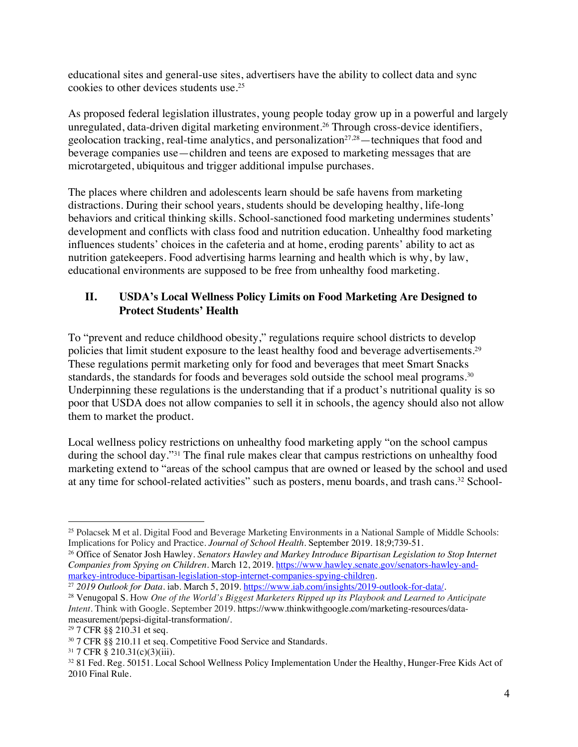educational sites and general-use sites, advertisers have the ability to collect data and sync cookies to other devices students use.[25]

As proposed federal legislation illustrates, young people today grow up in a powerful and largely unregulated, data-driven digital marketing environment.[26] Through cross-device identifiers, geolocation tracking, real-time analytics, and personalization[27,28]—techniques that food and beverage companies use—children and teens are exposed to marketing messages that are microtargeted, ubiquitous and trigger additional impulse purchases.

The places where children and adolescents learn should be safe havens from marketing distractions. During their school years, students should be developing healthy, life-long behaviors and critical thinking skills. School-sanctioned food marketing undermines students' development and conflicts with class food and nutrition education. Unhealthy food marketing influences students' choices in the cafeteria and at home, eroding parents' ability to act as nutrition gatekeepers. Food advertising harms learning and health which is why, by law, educational environments are supposed to be free from unhealthy food marketing.

## II. USDA's Local Wellness Policy Limits on Food Marketing Are Designed to Protect Students' Health

To "prevent and reduce childhood obesity," regulations require school districts to develop policies that limit student exposure to the least healthy food and beverage advertisements.[29] These regulations permit marketing only for food and beverages that meet Smart Snacks standards, the standards for foods and beverages sold outside the school meal programs.[30] Underpinning these regulations is the understanding that if a product's nutritional quality is so poor that USDA does not allow companies to sell it in schools, the agency should also not allow them to market the product.

Local wellness policy restrictions on unhealthy food marketing apply "on the school campus during the school day."[31] The final rule makes clear that campus restrictions on unhealthy food marketing extend to "areas of the school campus that are owned or leased by the school and used at any time for school-related activities" such as posters, menu boards, and trash cans.[32] School-

---

[25] Polacsek M et al. Digital Food and Beverage Marketing Environments in a National Sample of Middle Schools: Implications for Policy and Practice. *Journal of School Health*. September 2019. 18;9;739-51.

[26] Office of Senator Josh Hawley. *Senators Hawley and Markey Introduce Bipartisan Legislation to Stop Internet Companies from Spying on Children*. March 12, 2019. https://www.hawley.senate.gov/senators-hawley-and-markey-introduce-bipartisan-legislation-stop-internet-companies-spying-children.

[27] *2019 Outlook for Data*. iab. March 5, 2019. https://www.iab.com/insights/2019-outlook-for-data/.

[28] Venugopal S. How *One of the World's Biggest Marketers Ripped up its Playbook and Learned to Anticipate Intent*. Think with Google. September 2019. https://www.thinkwithgoogle.com/marketing-resources/data-measurement/pepsi-digital-transformation/.

[29] 7 CFR §§ 210.31 et seq.

[30] 7 CFR §§ 210.11 et seq. Competitive Food Service and Standards.

[31] 7 CFR § 210.31(c)(3)(iii).

[32] 81 Fed. Reg. 50151. Local School Wellness Policy Implementation Under the Healthy, Hunger-Free Kids Act of 2010 Final Rule.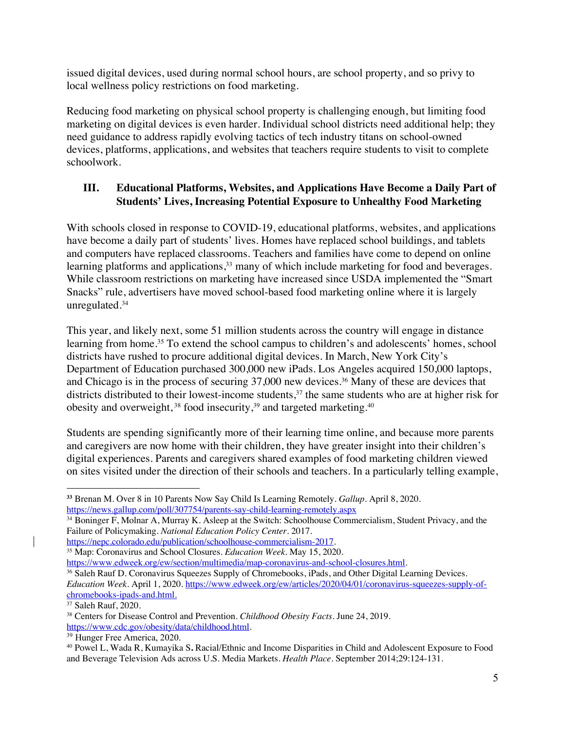issued digital devices, used during normal school hours, are school property, and so privy to local wellness policy restrictions on food marketing.

Reducing food marketing on physical school property is challenging enough, but limiting food marketing on digital devices is even harder. Individual school districts need additional help; they need guidance to address rapidly evolving tactics of tech industry titans on school-owned devices, platforms, applications, and websites that teachers require students to visit to complete schoolwork.

## III. Educational Platforms, Websites, and Applications Have Become a Daily Part of Students' Lives, Increasing Potential Exposure to Unhealthy Food Marketing

With schools closed in response to COVID-19, educational platforms, websites, and applications have become a daily part of students' lives. Homes have replaced school buildings, and tablets and computers have replaced classrooms. Teachers and families have come to depend on online learning platforms and applications,[33] many of which include marketing for food and beverages. While classroom restrictions on marketing have increased since USDA implemented the "Smart Snacks" rule, advertisers have moved school-based food marketing online where it is largely unregulated.[34]

This year, and likely next, some 51 million students across the country will engage in distance learning from home.[35] To extend the school campus to children's and adolescents' homes, school districts have rushed to procure additional digital devices. In March, New York City's Department of Education purchased 300,000 new iPads. Los Angeles acquired 150,000 laptops, and Chicago is in the process of securing 37,000 new devices.[36] Many of these are devices that districts distributed to their lowest-income students,[37] the same students who are at higher risk for obesity and overweight,[38] food insecurity,[39] and targeted marketing.[40]

Students are spending significantly more of their learning time online, and because more parents and caregivers are now home with their children, they have greater insight into their children's digital experiences. Parents and caregivers shared examples of food marketing children viewed on sites visited under the direction of their schools and teachers. In a particularly telling example,

---

[33] Brenan M. Over 8 in 10 Parents Now Say Child Is Learning Remotely. *Gallup*. April 8, 2020. https://news.gallup.com/poll/307754/parents-say-child-learning-remotely.aspx

[34] Boninger F, Molnar A, Murray K. Asleep at the Switch: Schoolhouse Commercialism, Student Privacy, and the Failure of Policymaking. *National Education Policy Center*. 2017. https://nepc.colorado.edu/publication/schoolhouse-commercialism-2017.

[35] Map: Coronavirus and School Closures. *Education Week*. May 15, 2020. https://www.edweek.org/ew/section/multimedia/map-coronavirus-and-school-closures.html.

[36] Saleh Rauf D. Coronavirus Squeezes Supply of Chromebooks, iPads, and Other Digital Learning Devices. *Education Week*. April 1, 2020. https://www.edweek.org/ew/articles/2020/04/01/coronavirus-squeezes-supply-of-chromebooks-ipads-and.html.

[37] Saleh Rauf, 2020.

[38] Centers for Disease Control and Prevention. *Childhood Obesity Facts*. June 24, 2019. https://www.cdc.gov/obesity/data/childhood.html.

[39] Hunger Free America, 2020.

[40] Powel L, Wada R, Kumayika S. Racial/Ethnic and Income Disparities in Child and Adolescent Exposure to Food and Beverage Television Ads across U.S. Media Markets. *Health Place*. September 2014;29:124-131.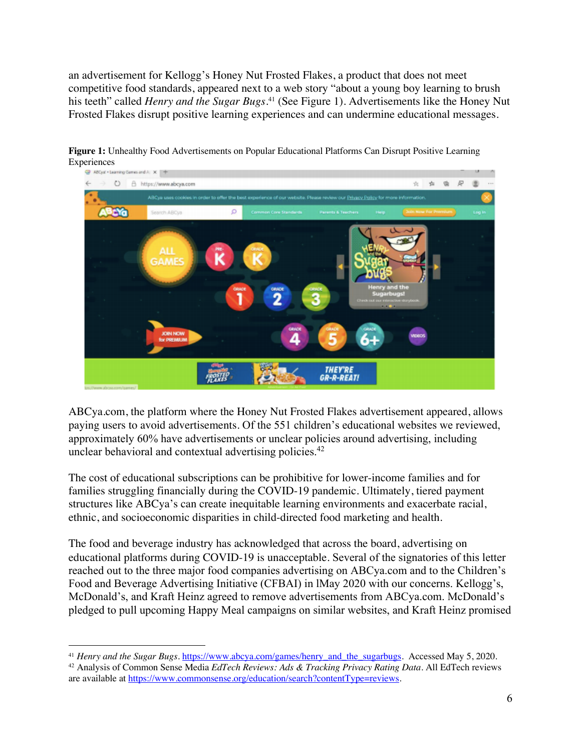an advertisement for Kellogg's Honey Nut Frosted Flakes, a product that does not meet competitive food standards, appeared next to a web story "about a young boy learning to brush his teeth" called *Henry and the Sugar Bugs*.[41] (See Figure 1). Advertisements like the Honey Nut Frosted Flakes disrupt positive learning experiences and can undermine educational messages.

**Figure 1:** Unhealthy Food Advertisements on Popular Educational Platforms Can Disrupt Positive Learning Experiences

ABCya.com, the platform where the Honey Nut Frosted Flakes advertisement appeared, allows paying users to avoid advertisements. Of the 551 children's educational websites we reviewed, approximately 60% have advertisements or unclear policies around advertising, including unclear behavioral and contextual advertising policies.[42]

The cost of educational subscriptions can be prohibitive for lower-income families and for families struggling financially during the COVID-19 pandemic. Ultimately, tiered payment structures like ABCya's can create inequitable learning environments and exacerbate racial, ethnic, and socioeconomic disparities in child-directed food marketing and health.

The food and beverage industry has acknowledged that across the board, advertising on educational platforms during COVID-19 is unacceptable. Several of the signatories of this letter reached out to the three major food companies advertising on ABCya.com and to the Children's Food and Beverage Advertising Initiative (CFBAI) in lMay 2020 with our concerns. Kellogg's, McDonald's, and Kraft Heinz agreed to remove advertisements from ABCya.com. McDonald's pledged to pull upcoming Happy Meal campaigns on similar websites, and Kraft Heinz promised

---

[41] *Henry and the Sugar Bugs*. https://www.abcya.com/games/henry_and_the_sugarbugs. Accessed May 5, 2020.

[42] Analysis of Common Sense Media *EdTech Reviews: Ads & Tracking Privacy Rating Data*. All EdTech reviews are available at https://www.commonsense.org/education/search?contentType=reviews.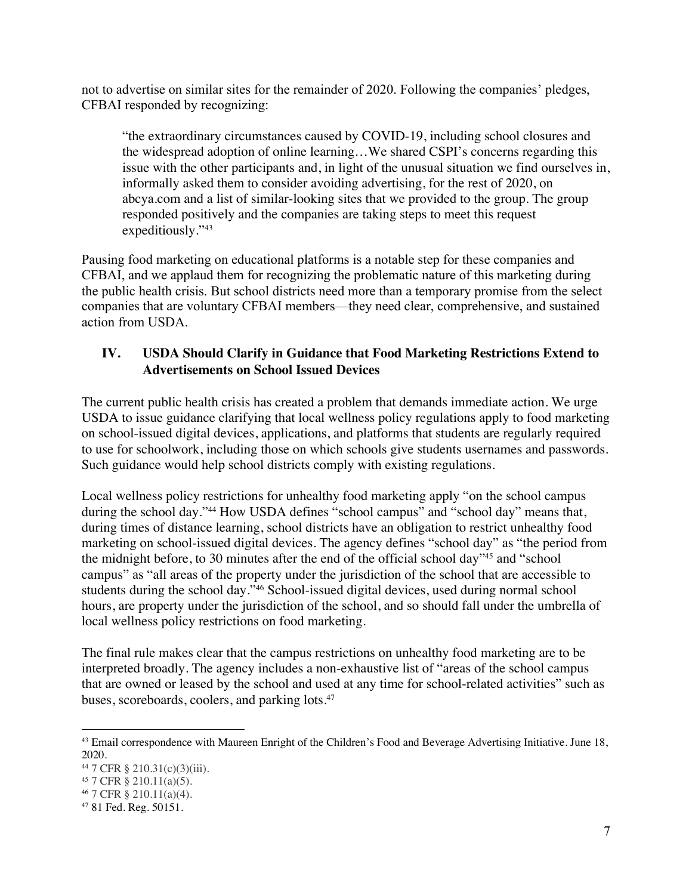not to advertise on similar sites for the remainder of 2020. Following the companies' pledges, CFBAI responded by recognizing:

> "the extraordinary circumstances caused by COVID-19, including school closures and the widespread adoption of online learning…We shared CSPI's concerns regarding this issue with the other participants and, in light of the unusual situation we find ourselves in, informally asked them to consider avoiding advertising, for the rest of 2020, on abcya.com and a list of similar-looking sites that we provided to the group. The group responded positively and the companies are taking steps to meet this request expeditiously."[43]

Pausing food marketing on educational platforms is a notable step for these companies and CFBAI, and we applaud them for recognizing the problematic nature of this marketing during the public health crisis. But school districts need more than a temporary promise from the select companies that are voluntary CFBAI members—they need clear, comprehensive, and sustained action from USDA.

## IV. USDA Should Clarify in Guidance that Food Marketing Restrictions Extend to Advertisements on School Issued Devices

The current public health crisis has created a problem that demands immediate action. We urge USDA to issue guidance clarifying that local wellness policy regulations apply to food marketing on school-issued digital devices, applications, and platforms that students are regularly required to use for schoolwork, including those on which schools give students usernames and passwords. Such guidance would help school districts comply with existing regulations.

Local wellness policy restrictions for unhealthy food marketing apply "on the school campus during the school day."[44] How USDA defines "school campus" and "school day" means that, during times of distance learning, school districts have an obligation to restrict unhealthy food marketing on school-issued digital devices. The agency defines "school day" as "the period from the midnight before, to 30 minutes after the end of the official school day"[45] and "school campus" as "all areas of the property under the jurisdiction of the school that are accessible to students during the school day."[46] School-issued digital devices, used during normal school hours, are property under the jurisdiction of the school, and so should fall under the umbrella of local wellness policy restrictions on food marketing.

The final rule makes clear that the campus restrictions on unhealthy food marketing are to be interpreted broadly. The agency includes a non-exhaustive list of "areas of the school campus that are owned or leased by the school and used at any time for school-related activities" such as buses, scoreboards, coolers, and parking lots.[47]

---

[43] Email correspondence with Maureen Enright of the Children's Food and Beverage Advertising Initiative. June 18, 2020.

[44] 7 CFR § 210.31(c)(3)(iii).

[45] 7 CFR § 210.11(a)(5).

[46] 7 CFR § 210.11(a)(4).

[47] 81 Fed. Reg. 50151.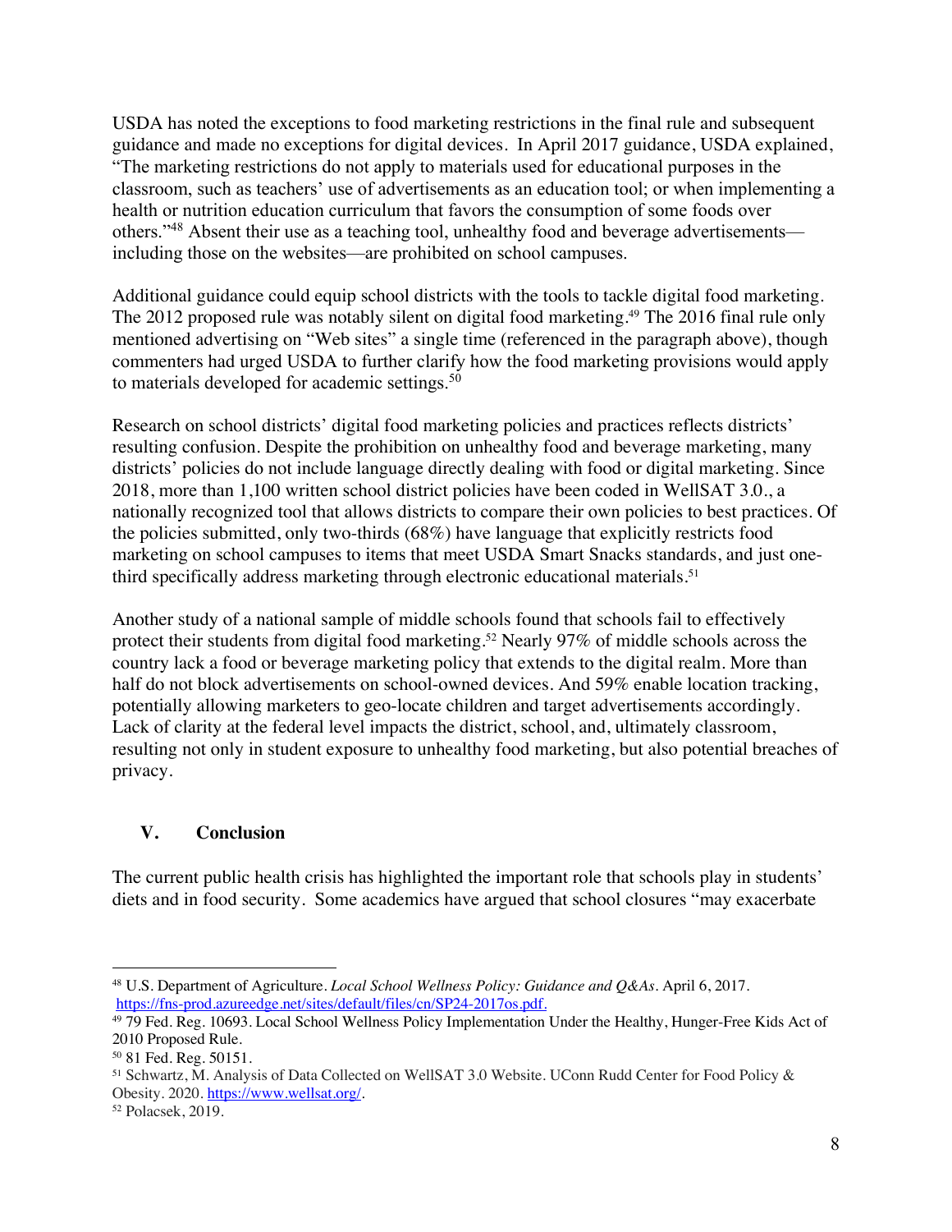USDA has noted the exceptions to food marketing restrictions in the final rule and subsequent guidance and made no exceptions for digital devices. In April 2017 guidance, USDA explained, "The marketing restrictions do not apply to materials used for educational purposes in the classroom, such as teachers' use of advertisements as an education tool; or when implementing a health or nutrition education curriculum that favors the consumption of some foods over others."[48] Absent their use as a teaching tool, unhealthy food and beverage advertisements—including those on the websites—are prohibited on school campuses.

Additional guidance could equip school districts with the tools to tackle digital food marketing. The 2012 proposed rule was notably silent on digital food marketing.[49] The 2016 final rule only mentioned advertising on "Web sites" a single time (referenced in the paragraph above), though commenters had urged USDA to further clarify how the food marketing provisions would apply to materials developed for academic settings.[50]

Research on school districts' digital food marketing policies and practices reflects districts' resulting confusion. Despite the prohibition on unhealthy food and beverage marketing, many districts' policies do not include language directly dealing with food or digital marketing. Since 2018, more than 1,100 written school district policies have been coded in WellSAT 3.0., a nationally recognized tool that allows districts to compare their own policies to best practices. Of the policies submitted, only two-thirds (68%) have language that explicitly restricts food marketing on school campuses to items that meet USDA Smart Snacks standards, and just one-third specifically address marketing through electronic educational materials.[51]

Another study of a national sample of middle schools found that schools fail to effectively protect their students from digital food marketing.[52] Nearly 97% of middle schools across the country lack a food or beverage marketing policy that extends to the digital realm. More than half do not block advertisements on school-owned devices. And 59% enable location tracking, potentially allowing marketers to geo-locate children and target advertisements accordingly. Lack of clarity at the federal level impacts the district, school, and, ultimately classroom, resulting not only in student exposure to unhealthy food marketing, but also potential breaches of privacy.

## V. Conclusion

The current public health crisis has highlighted the important role that schools play in students' diets and in food security. Some academics have argued that school closures "may exacerbate

---

[48] U.S. Department of Agriculture. *Local School Wellness Policy: Guidance and Q&As*. April 6, 2017. https://fns-prod.azureedge.net/sites/default/files/cn/SP24-2017os.pdf.

[49] 79 Fed. Reg. 10693. Local School Wellness Policy Implementation Under the Healthy, Hunger-Free Kids Act of 2010 Proposed Rule.

[50] 81 Fed. Reg. 50151.

[51] Schwartz, M. Analysis of Data Collected on WellSAT 3.0 Website. UConn Rudd Center for Food Policy & Obesity. 2020. https://www.wellsat.org/.

[52] Polacsek, 2019.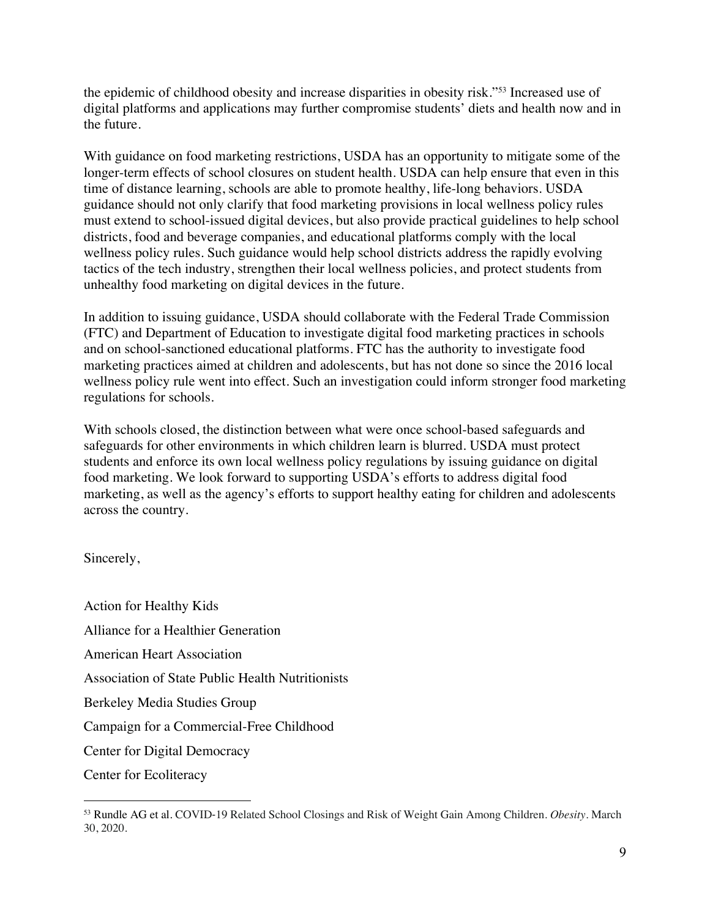the epidemic of childhood obesity and increase disparities in obesity risk."[53] Increased use of digital platforms and applications may further compromise students' diets and health now and in the future.

With guidance on food marketing restrictions, USDA has an opportunity to mitigate some of the longer-term effects of school closures on student health. USDA can help ensure that even in this time of distance learning, schools are able to promote healthy, life-long behaviors. USDA guidance should not only clarify that food marketing provisions in local wellness policy rules must extend to school-issued digital devices, but also provide practical guidelines to help school districts, food and beverage companies, and educational platforms comply with the local wellness policy rules. Such guidance would help school districts address the rapidly evolving tactics of the tech industry, strengthen their local wellness policies, and protect students from unhealthy food marketing on digital devices in the future.

In addition to issuing guidance, USDA should collaborate with the Federal Trade Commission (FTC) and Department of Education to investigate digital food marketing practices in schools and on school-sanctioned educational platforms. FTC has the authority to investigate food marketing practices aimed at children and adolescents, but has not done so since the 2016 local wellness policy rule went into effect. Such an investigation could inform stronger food marketing regulations for schools.

With schools closed, the distinction between what were once school-based safeguards and safeguards for other environments in which children learn is blurred. USDA must protect students and enforce its own local wellness policy regulations by issuing guidance on digital food marketing. We look forward to supporting USDA's efforts to address digital food marketing, as well as the agency's efforts to support healthy eating for children and adolescents across the country.

Sincerely,

Action for Healthy Kids

Alliance for a Healthier Generation

American Heart Association

Association of State Public Health Nutritionists

Berkeley Media Studies Group

Campaign for a Commercial-Free Childhood

Center for Digital Democracy

Center for Ecoliteracy

[53] Rundle AG et al. COVID-19 Related School Closings and Risk of Weight Gain Among Children. *Obesity*. March 30, 2020.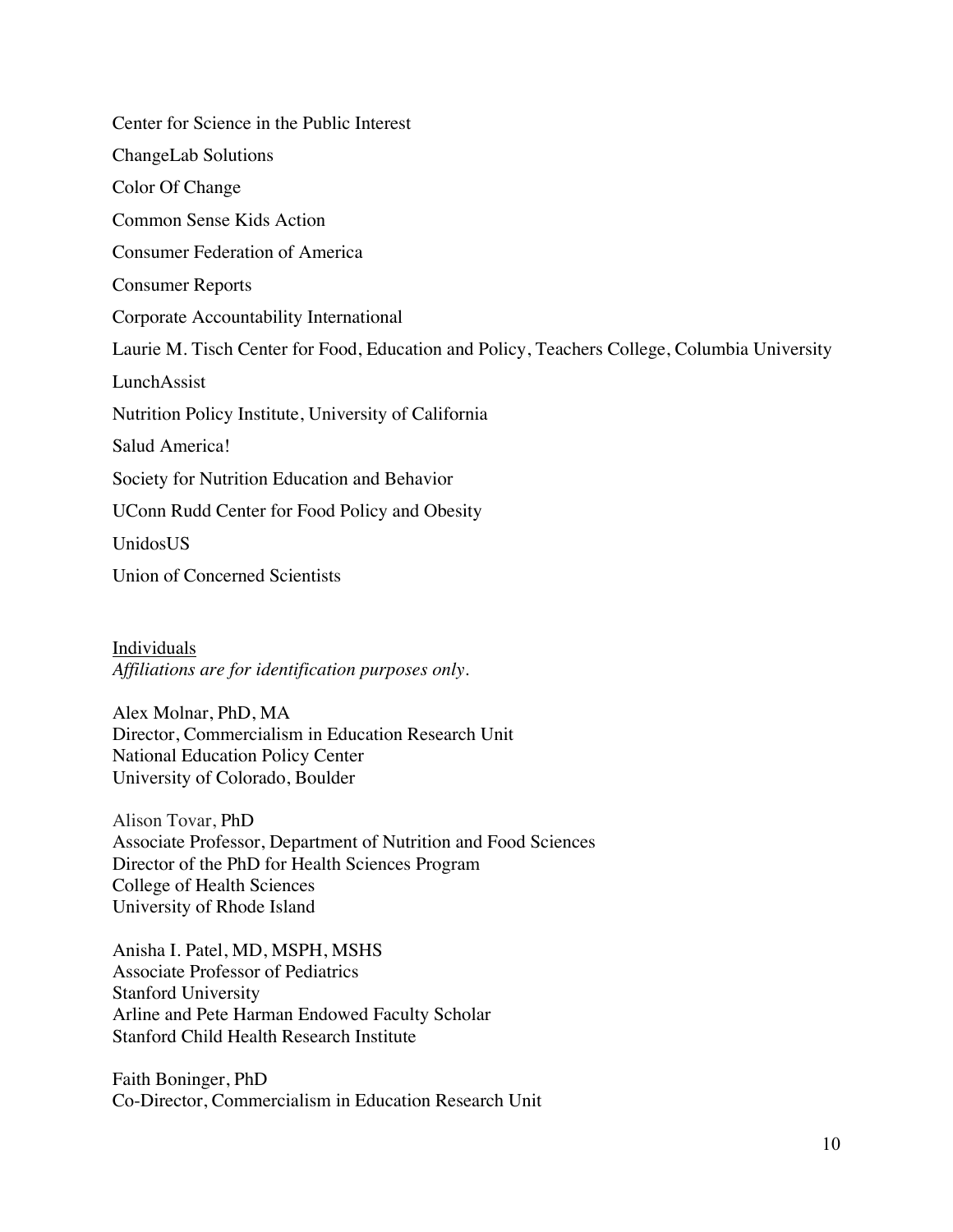Center for Science in the Public Interest

ChangeLab Solutions

Color Of Change

Common Sense Kids Action

Consumer Federation of America

Consumer Reports

Corporate Accountability International

Laurie M. Tisch Center for Food, Education and Policy, Teachers College, Columbia University

LunchAssist

Nutrition Policy Institute, University of California

Salud America!

Society for Nutrition Education and Behavior

UConn Rudd Center for Food Policy and Obesity

UnidosUS

Union of Concerned Scientists

<u>Individuals</u>
*Affiliations are for identification purposes only.*

Alex Molnar, PhD, MA
Director, Commercialism in Education Research Unit
National Education Policy Center
University of Colorado, Boulder

Alison Tovar, PhD
Associate Professor, Department of Nutrition and Food Sciences
Director of the PhD for Health Sciences Program
College of Health Sciences
University of Rhode Island

Anisha I. Patel, MD, MSPH, MSHS
Associate Professor of Pediatrics
Stanford University
Arline and Pete Harman Endowed Faculty Scholar
Stanford Child Health Research Institute

Faith Boninger, PhD
Co-Director, Commercialism in Education Research Unit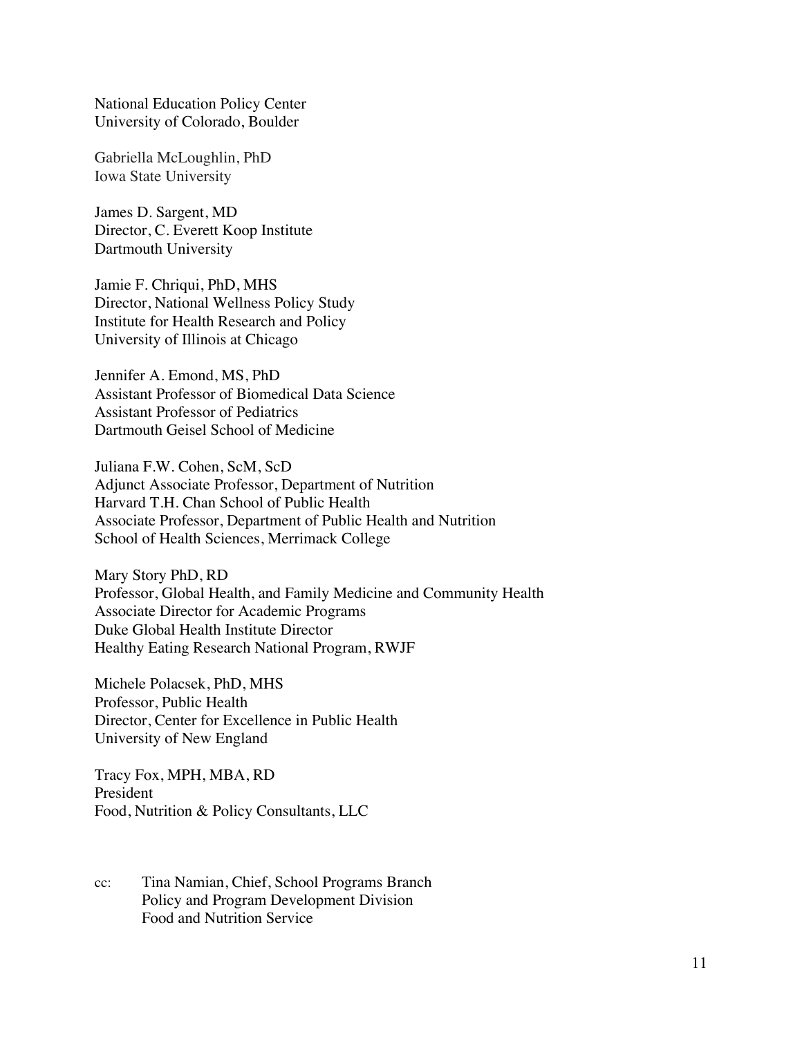National Education Policy Center
University of Colorado, Boulder

Gabriella McLoughlin, PhD
Iowa State University

James D. Sargent, MD
Director, C. Everett Koop Institute
Dartmouth University

Jamie F. Chriqui, PhD, MHS
Director, National Wellness Policy Study
Institute for Health Research and Policy
University of Illinois at Chicago

Jennifer A. Emond, MS, PhD
Assistant Professor of Biomedical Data Science
Assistant Professor of Pediatrics
Dartmouth Geisel School of Medicine

Juliana F.W. Cohen, ScM, ScD
Adjunct Associate Professor, Department of Nutrition
Harvard T.H. Chan School of Public Health
Associate Professor, Department of Public Health and Nutrition
School of Health Sciences, Merrimack College

Mary Story PhD, RD
Professor, Global Health, and Family Medicine and Community Health
Associate Director for Academic Programs
Duke Global Health Institute Director
Healthy Eating Research National Program, RWJF

Michele Polacsek, PhD, MHS
Professor, Public Health
Director, Center for Excellence in Public Health
University of New England

Tracy Fox, MPH, MBA, RD
President
Food, Nutrition & Policy Consultants, LLC

cc: Tina Namian, Chief, School Programs Branch
Policy and Program Development Division
Food and Nutrition Service